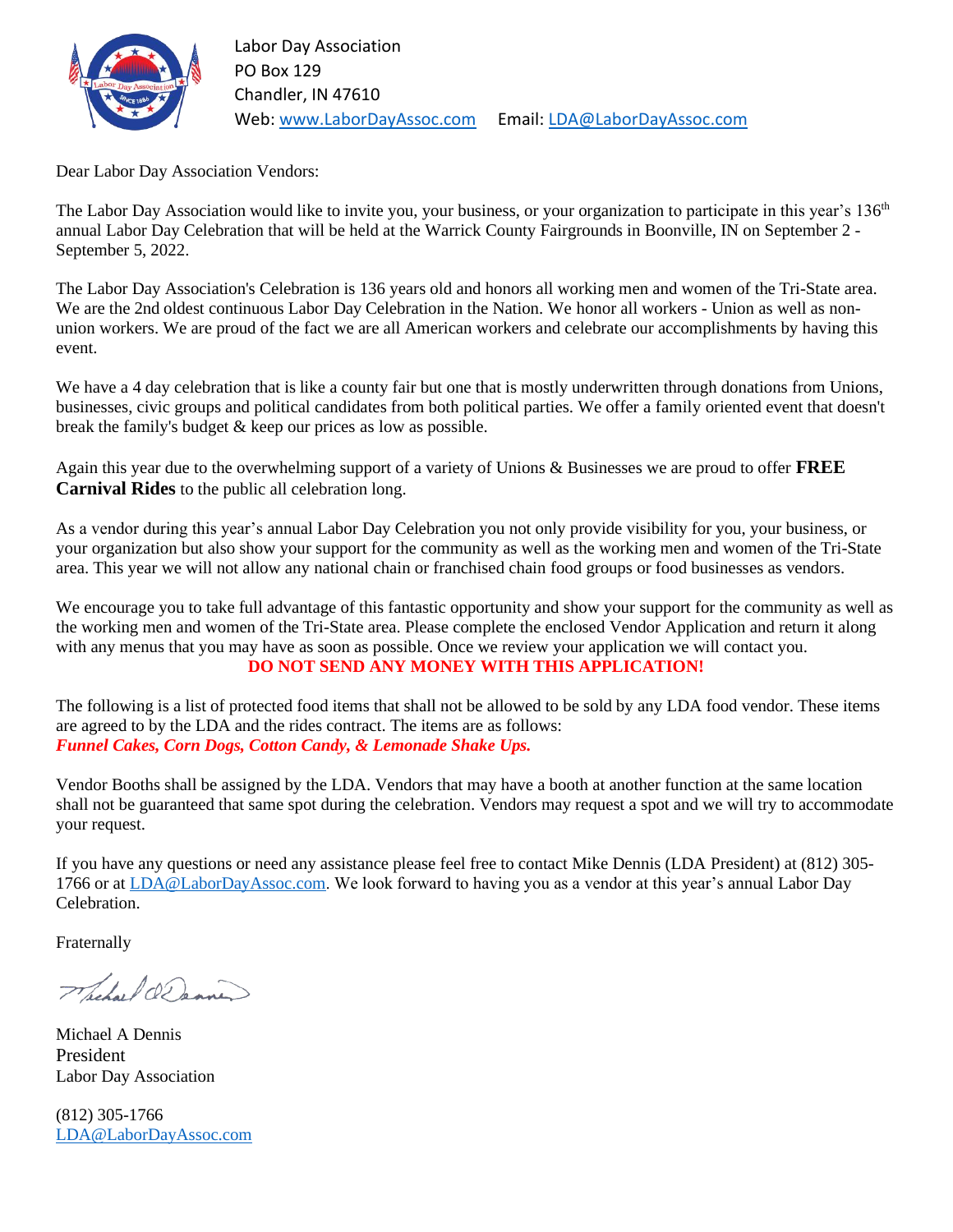Labor Day Association
PO Box 129
Chandler, IN 47610
Web: www.LaborDayAssoc.com Email: LDA@LaborDayAssoc.com

Dear Labor Day Association Vendors:

The Labor Day Association would like to invite you, your business, or your organization to participate in this year's 136th annual Labor Day Celebration that will be held at the Warrick County Fairgrounds in Boonville, IN on September 2 - September 5, 2022.

The Labor Day Association's Celebration is 136 years old and honors all working men and women of the Tri-State area. We are the 2nd oldest continuous Labor Day Celebration in the Nation. We honor all workers - Union as well as non-union workers. We are proud of the fact we are all American workers and celebrate our accomplishments by having this event.

We have a 4 day celebration that is like a county fair but one that is mostly underwritten through donations from Unions, businesses, civic groups and political candidates from both political parties. We offer a family oriented event that doesn't break the family's budget & keep our prices as low as possible.

Again this year due to the overwhelming support of a variety of Unions & Businesses we are proud to offer **FREE Carnival Rides** to the public all celebration long.

As a vendor during this year's annual Labor Day Celebration you not only provide visibility for you, your business, or your organization but also show your support for the community as well as the working men and women of the Tri-State area. This year we will not allow any national chain or franchised chain food groups or food businesses as vendors.

We encourage you to take full advantage of this fantastic opportunity and show your support for the community as well as the working men and women of the Tri-State area. Please complete the enclosed Vendor Application and return it along with any menus that you may have as soon as possible. Once we review your application we will contact you.

**DO NOT SEND ANY MONEY WITH THIS APPLICATION!**

The following is a list of protected food items that shall not be allowed to be sold by any LDA food vendor. These items are agreed to by the LDA and the rides contract. The items are as follows:
***Funnel Cakes, Corn Dogs, Cotton Candy, & Lemonade Shake Ups.***

Vendor Booths shall be assigned by the LDA. Vendors that may have a booth at another function at the same location shall not be guaranteed that same spot during the celebration. Vendors may request a spot and we will try to accommodate your request.

If you have any questions or need any assistance please feel free to contact Mike Dennis (LDA President) at (812) 305-1766 or at LDA@LaborDayAssoc.com. We look forward to having you as a vendor at this year's annual Labor Day Celebration.

Fraternally

Michael A Dennis
President
Labor Day Association

(812) 305-1766
LDA@LaborDayAssoc.com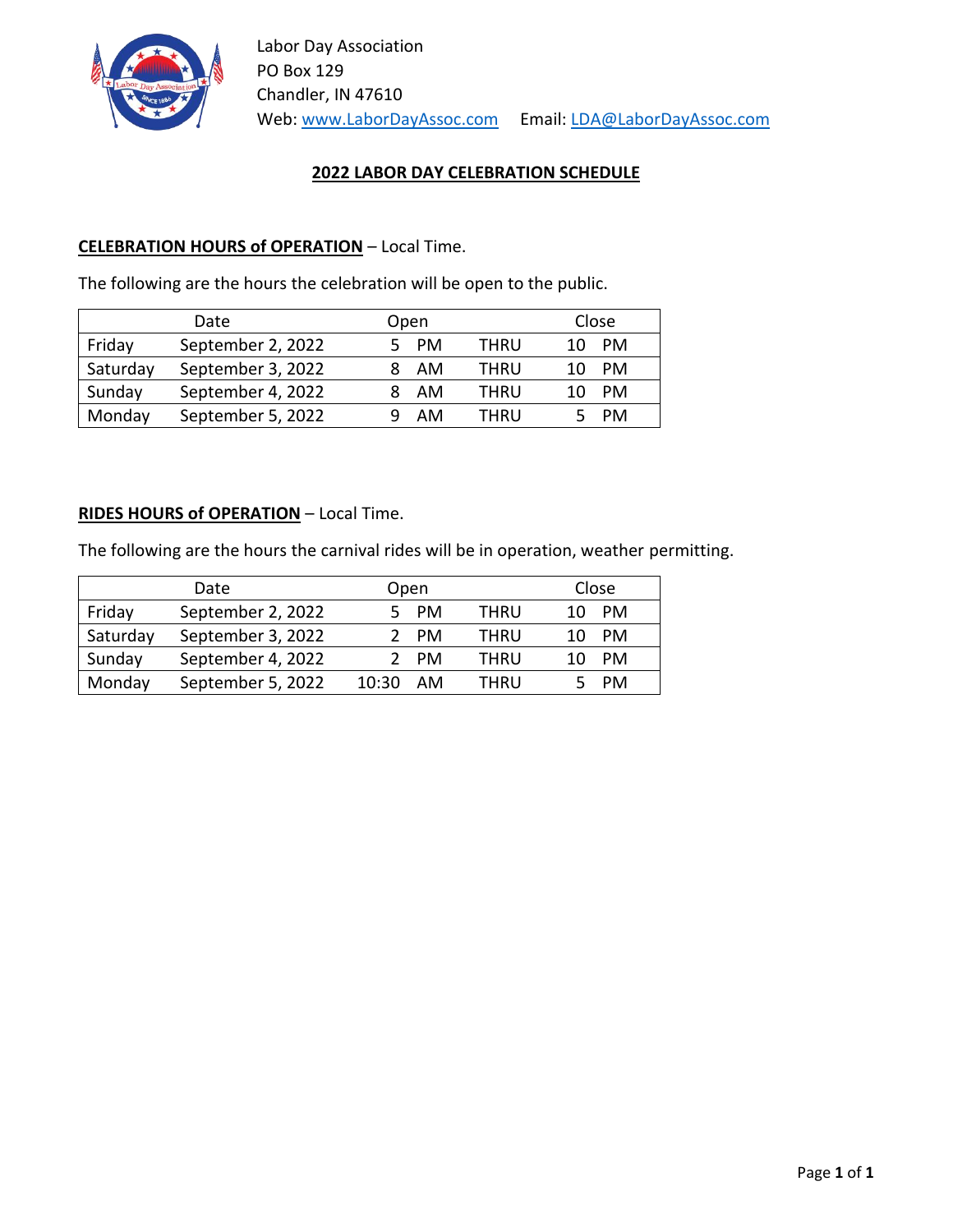Labor Day Association
PO Box 129
Chandler, IN 47610
Web: www.LaborDayAssoc.com Email: LDA@LaborDayAssoc.com

## 2022 LABOR DAY CELEBRATION SCHEDULE

**CELEBRATION HOURS of OPERATION** – Local Time.

The following are the hours the celebration will be open to the public.

| Date | | Open | | Close |
|---|---|---|---|---|
| Friday | September 2, 2022 | 5 PM | THRU | 10 PM |
| Saturday | September 3, 2022 | 8 AM | THRU | 10 PM |
| Sunday | September 4, 2022 | 8 AM | THRU | 10 PM |
| Monday | September 5, 2022 | 9 AM | THRU | 5 PM |

**RIDES HOURS of OPERATION** – Local Time.

The following are the hours the carnival rides will be in operation, weather permitting.

| Date | | Open | | Close |
|---|---|---|---|---|
| Friday | September 2, 2022 | 5 PM | THRU | 10 PM |
| Saturday | September 3, 2022 | 2 PM | THRU | 10 PM |
| Sunday | September 4, 2022 | 2 PM | THRU | 10 PM |
| Monday | September 5, 2022 | 10:30 AM | THRU | 5 PM |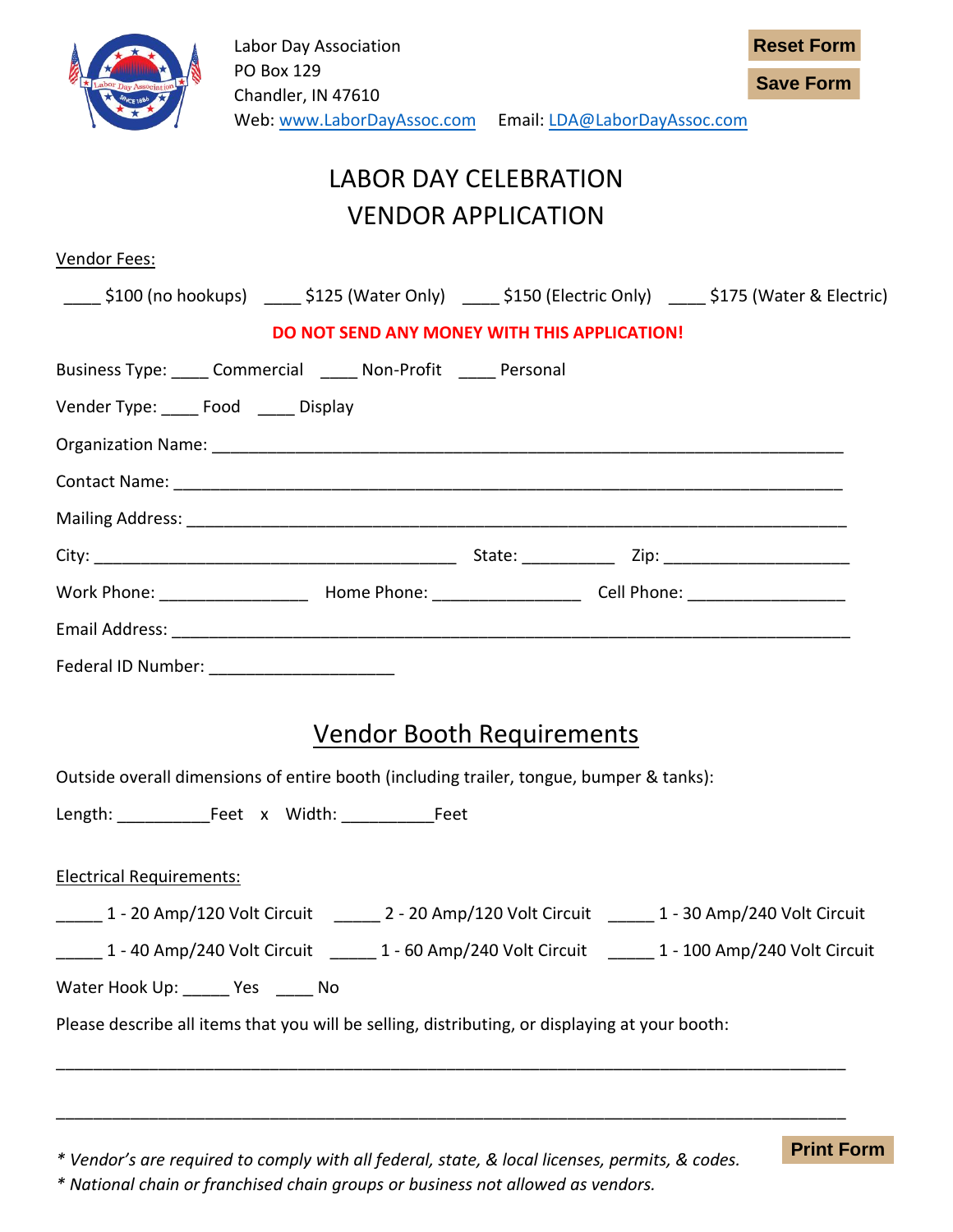Labor Day Association
PO Box 129
Chandler, IN 47610
Web: www.LaborDayAssoc.com Email: LDA@LaborDayAssoc.com

Reset Form

Save Form

# LABOR DAY CELEBRATION
# VENDOR APPLICATION

Vendor Fees:

____ $100 (no hookups) ____ $125 (Water Only) ____ $150 (Electric Only) ____ $175 (Water & Electric)

**DO NOT SEND ANY MONEY WITH THIS APPLICATION!**

Business Type: ____ Commercial ____ Non-Profit ____ Personal

Vender Type: ____ Food ____ Display

Organization Name: ______________________________________________________________________

Contact Name: __________________________________________________________________________

Mailing Address: ________________________________________________________________________

City: ________________________________________ State: __________ Zip: ____________________

Work Phone: ________________ Home Phone: ________________ Cell Phone: _________________

Email Address: __________________________________________________________________________

Federal ID Number: ____________________

## Vendor Booth Requirements

Outside overall dimensions of entire booth (including trailer, tongue, bumper & tanks):

Length: __________Feet x Width: __________Feet

Electrical Requirements:

_____ 1 - 20 Amp/120 Volt Circuit _____ 2 - 20 Amp/120 Volt Circuit _____ 1 - 30 Amp/240 Volt Circuit

_____ 1 - 40 Amp/240 Volt Circuit _____ 1 - 60 Amp/240 Volt Circuit _____ 1 - 100 Amp/240 Volt Circuit

Water Hook Up: _____ Yes ____ No

Please describe all items that you will be selling, distributing, or displaying at your booth:

_______________________________________________________________________________________

_______________________________________________________________________________________

*\* Vendor's are required to comply with all federal, state, & local licenses, permits, & codes.*

*\* National chain or franchised chain groups or business not allowed as vendors.*

Print Form